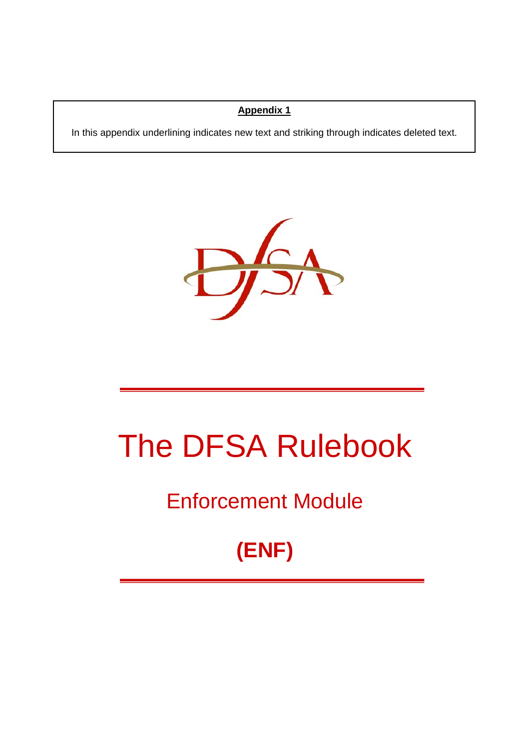**Appendix 1**

In this appendix underlining indicates new text and striking through indicates deleted text.

# The DFSA Rulebook

## Enforcement Module

## (ENF)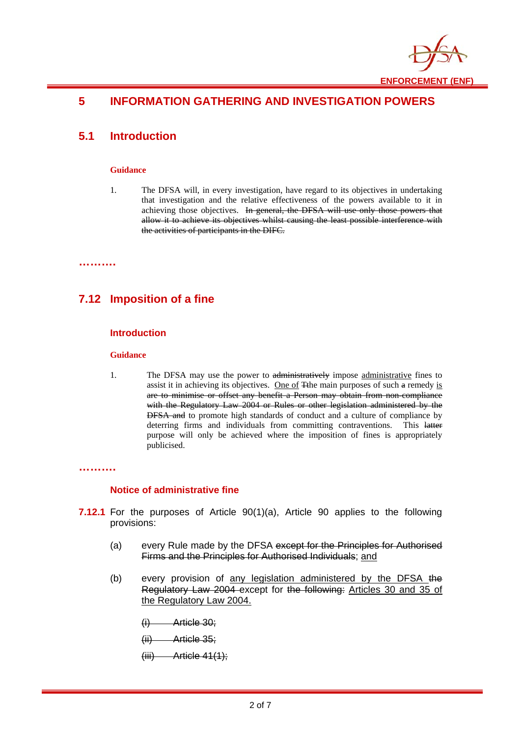# 5 INFORMATION GATHERING AND INVESTIGATION POWERS

## 5.1 Introduction

**Guidance**

1. The DFSA will, in every investigation, have regard to its objectives in undertaking that investigation and the relative effectiveness of the powers available to it in achieving those objectives. ~~In general, the DFSA will use only those powers that allow it to achieve its objectives whilst causing the least possible interference with the activities of participants in the DIFC.~~

……….

## 7.12 Imposition of a fine

### Introduction

**Guidance**

1. The DFSA may use the power to ~~administratively~~ impose <u>administrative</u> fines to assist it in achieving its objectives. <u>One of</u> ~~T~~the main purposes of such ~~a~~ remedy <u>is</u> ~~are to minimise or offset any benefit a Person may obtain from non-compliance with the Regulatory Law 2004 or Rules or other legislation administered by the DFSA and~~ to promote high standards of conduct and a culture of compliance by deterring firms and individuals from committing contraventions. This ~~latter~~ purpose will only be achieved where the imposition of fines is appropriately publicised.

……….

### Notice of administrative fine

**7.12.1** For the purposes of Article 90(1)(a), Article 90 applies to the following provisions:

(a) every Rule made by the DFSA ~~except for the Principles for Authorised Firms and the Principles for Authorised Individuals~~; <u>and</u>

(b) every provision of <u>any legislation administered by the DFSA</u> ~~the Regulatory Law 2004~~ except for ~~the following:~~ <u>Articles 30 and 35 of the Regulatory Law 2004.</u>

~~(i) Article 30;~~

~~(ii) Article 35;~~

~~(iii) Article 41(1);~~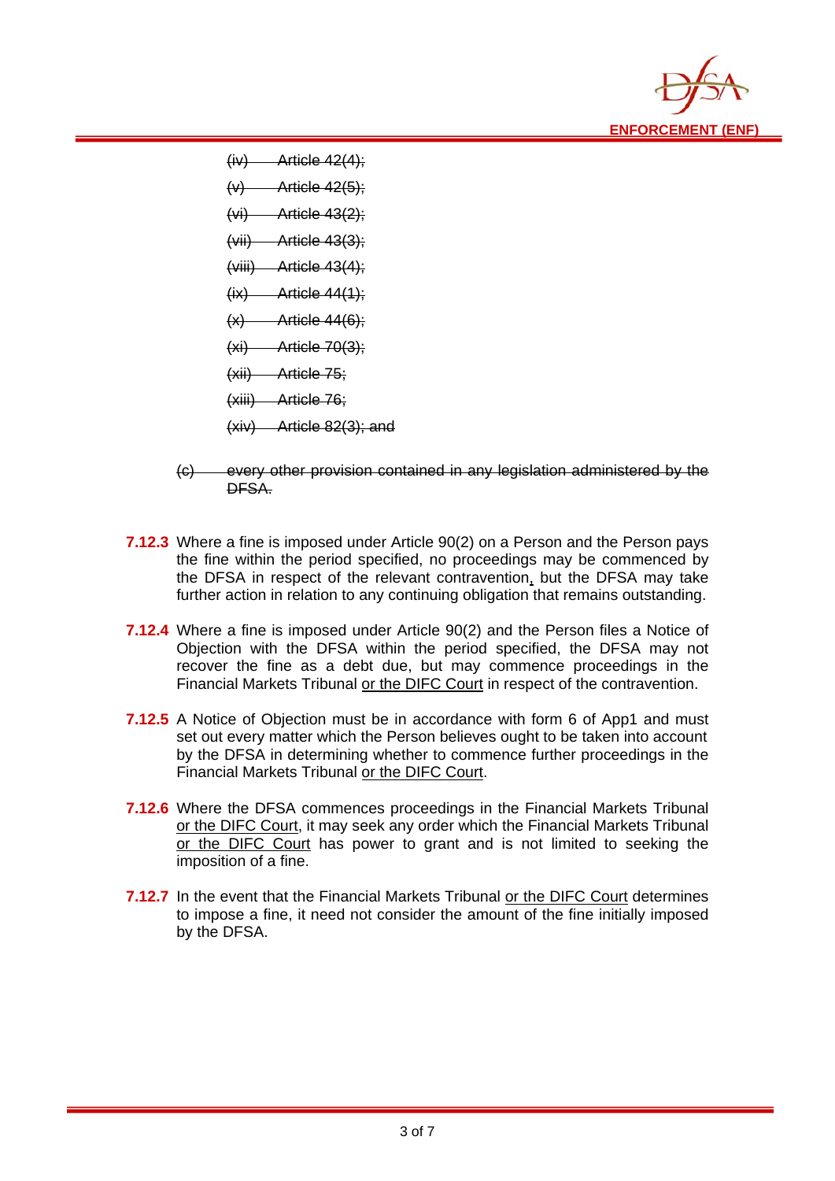~~(iv) Article 42(4);~~

~~(v) Article 42(5);~~

~~(vi) Article 43(2);~~

~~(vii) Article 43(3);~~

~~(viii) Article 43(4);~~

~~(ix) Article 44(1);~~

~~(x) Article 44(6);~~

~~(xi) Article 70(3);~~

~~(xii) Article 75;~~

~~(xiii) Article 76;~~

~~(xiv) Article 82(3); and~~

~~(c) every other provision contained in any legislation administered by the DFSA.~~

**7.12.3** Where a fine is imposed under Article 90(2) on a Person and the Person pays the fine within the period specified, no proceedings may be commenced by the DFSA in respect of the relevant contravention<u>,</u> but the DFSA may take further action in relation to any continuing obligation that remains outstanding.

**7.12.4** Where a fine is imposed under Article 90(2) and the Person files a Notice of Objection with the DFSA within the period specified, the DFSA may not recover the fine as a debt due, but may commence proceedings in the Financial Markets Tribunal <u>or the DIFC Court</u> in respect of the contravention.

**7.12.5** A Notice of Objection must be in accordance with form 6 of App1 and must set out every matter which the Person believes ought to be taken into account by the DFSA in determining whether to commence further proceedings in the Financial Markets Tribunal <u>or the DIFC Court</u>.

**7.12.6** Where the DFSA commences proceedings in the Financial Markets Tribunal <u>or the DIFC Court</u>, it may seek any order which the Financial Markets Tribunal <u>or the DIFC Court</u> has power to grant and is not limited to seeking the imposition of a fine.

**7.12.7** In the event that the Financial Markets Tribunal <u>or the DIFC Court</u> determines to impose a fine, it need not consider the amount of the fine initially imposed by the DFSA.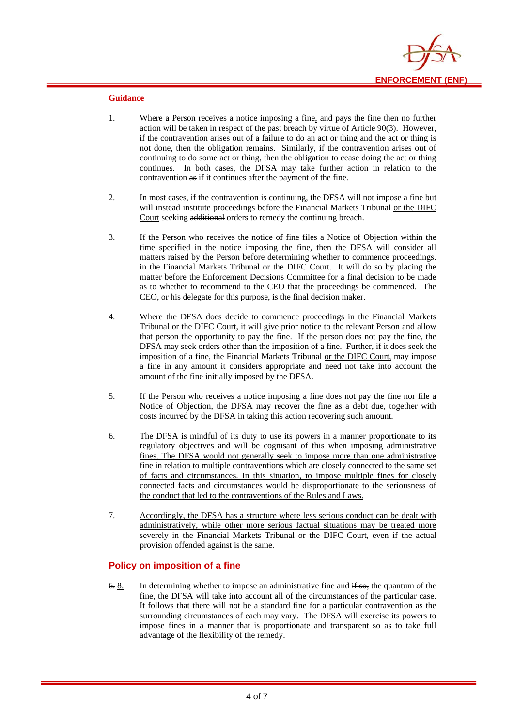**Guidance**

1. Where a Person receives a notice imposing a fine<u>,</u> and pays the fine then no further action will be taken in respect of the past breach by virtue of Article 90(3). However, if the contravention arises out of a failure to do an act or thing and the act or thing is not done, then the obligation remains. Similarly, if the contravention arises out of continuing to do some act or thing, then the obligation to cease doing the act or thing continues. In both cases, the DFSA may take further action in relation to the contravention ~~as~~ <u>if</u> it continues after the payment of the fine.

2. In most cases, if the contravention is continuing, the DFSA will not impose a fine but will instead institute proceedings before the Financial Markets Tribunal <u>or the DIFC Court</u> seeking ~~additional~~ orders to remedy the continuing breach.

3. If the Person who receives the notice of fine files a Notice of Objection within the time specified in the notice imposing the fine, then the DFSA will consider all matters raised by the Person before determining whether to commence proceedings~~.~~ in the Financial Markets Tribunal <u>or the DIFC Court</u>. It will do so by placing the matter before the Enforcement Decisions Committee for a final decision to be made as to whether to recommend to the CEO that the proceedings be commenced. The CEO, or his delegate for this purpose, is the final decision maker.

4. Where the DFSA does decide to commence proceedings in the Financial Markets Tribunal <u>or the DIFC Court</u>, it will give prior notice to the relevant Person and allow that person the opportunity to pay the fine. If the person does not pay the fine, the DFSA may seek orders other than the imposition of a fine. Further, if it does seek the imposition of a fine, the Financial Markets Tribunal <u>or the DIFC Court,</u> may impose a fine in any amount it considers appropriate and need not take into account the amount of the fine initially imposed by the DFSA.

5. If the Person who receives a notice imposing a fine does not pay the fine ~~n~~or file a Notice of Objection, the DFSA may recover the fine as a debt due, together with costs incurred by the DFSA in ~~taking this action~~ <u>recovering such amount</u>.

6. <u>The DFSA is mindful of its duty to use its powers in a manner proportionate to its regulatory objectives and will be cognisant of this when imposing administrative fines. The DFSA would not generally seek to impose more than one administrative fine in relation to multiple contraventions which are closely connected to the same set of facts and circumstances. In this situation, to impose multiple fines for closely connected facts and circumstances would be disproportionate to the seriousness of the conduct that led to the contraventions of the Rules and Laws.</u>

7. <u>Accordingly, the DFSA has a structure where less serious conduct can be dealt with administratively, while other more serious factual situations may be treated more severely in the Financial Markets Tribunal or the DIFC Court, even if the actual provision offended against is the same.</u>

## Policy on imposition of a fine

~~6.~~ <u>8.</u> In determining whether to impose an administrative fine and ~~if so,~~ the quantum of the fine, the DFSA will take into account all of the circumstances of the particular case. It follows that there will not be a standard fine for a particular contravention as the surrounding circumstances of each may vary. The DFSA will exercise its powers to impose fines in a manner that is proportionate and transparent so as to take full advantage of the flexibility of the remedy.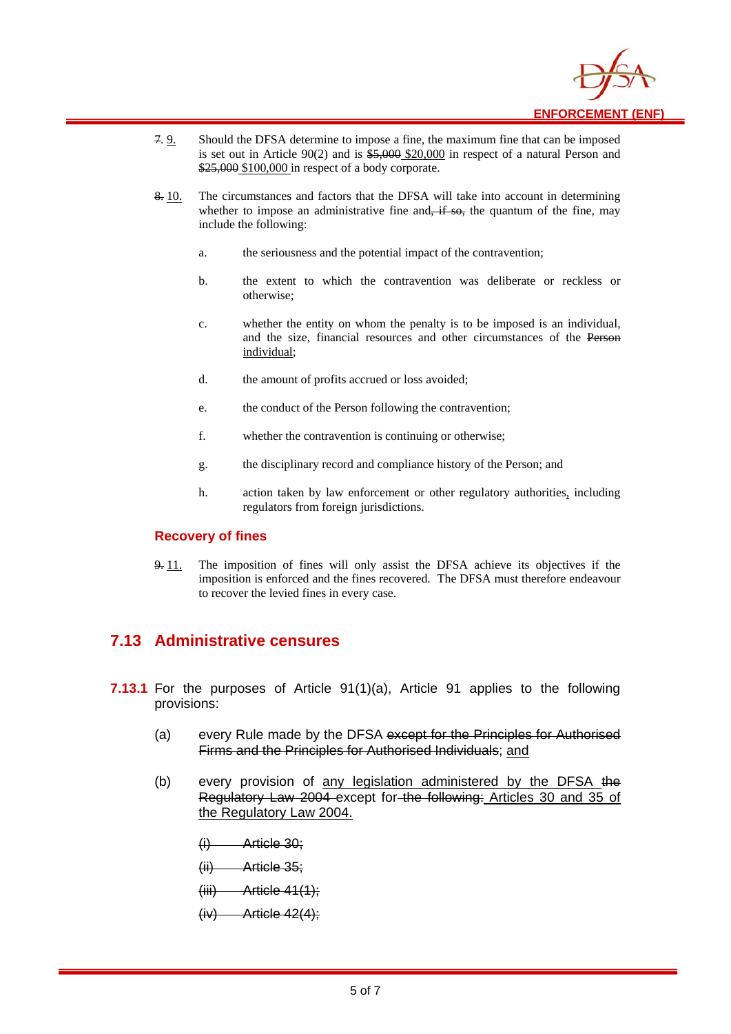~~7.~~ 9. Should the DFSA determine to impose a fine, the maximum fine that can be imposed is set out in Article 90(2) and is ~~$5,000~~ $20,000 in respect of a natural Person and ~~$25,000~~ $100,000 in respect of a body corporate.

~~8.~~ 10. The circumstances and factors that the DFSA will take into account in determining whether to impose an administrative fine and~~, if so,~~ the quantum of the fine, may include the following:

a. the seriousness and the potential impact of the contravention;

b. the extent to which the contravention was deliberate or reckless or otherwise;

c. whether the entity on whom the penalty is to be imposed is an individual, and the size, financial resources and other circumstances of the ~~Person~~ individual;

d. the amount of profits accrued or loss avoided;

e. the conduct of the Person following the contravention;

f. whether the contravention is continuing or otherwise;

g. the disciplinary record and compliance history of the Person; and

h. action taken by law enforcement or other regulatory authorities, including regulators from foreign jurisdictions.

### Recovery of fines

~~9.~~ 11. The imposition of fines will only assist the DFSA achieve its objectives if the imposition is enforced and the fines recovered. The DFSA must therefore endeavour to recover the levied fines in every case.

## 7.13 Administrative censures

**7.13.1** For the purposes of Article 91(1)(a), Article 91 applies to the following provisions:

(a) every Rule made by the DFSA ~~except for the Principles for Authorised Firms and the Principles for Authorised Individuals~~; and

(b) every provision of any legislation administered by the DFSA ~~the Regulatory Law 2004~~ except for ~~the following:~~ Articles 30 and 35 of the Regulatory Law 2004.

~~(i) Article 30;~~

~~(ii) Article 35;~~

~~(iii) Article 41(1);~~

~~(iv) Article 42(4);~~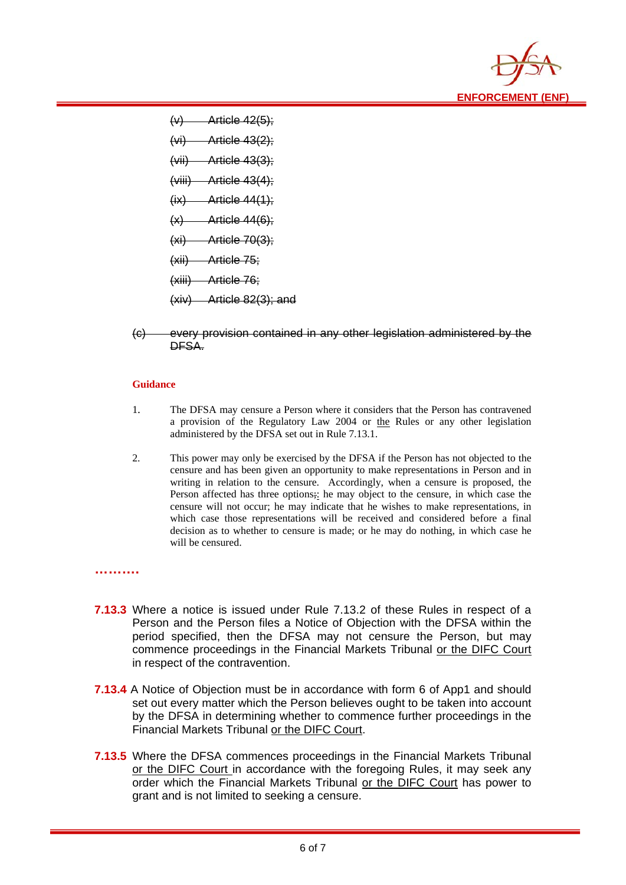~~(v) Article 42(5);~~

~~(vi) Article 43(2);~~

~~(vii) Article 43(3);~~

~~(viii) Article 43(4);~~

~~(ix) Article 44(1);~~

~~(x) Article 44(6);~~

~~(xi) Article 70(3);~~

~~(xii) Article 75;~~

~~(xiii) Article 76;~~

~~(xiv) Article 82(3); and~~

~~(c) every provision contained in any other legislation administered by the DFSA.~~

**Guidance**

1. The DFSA may censure a Person where it considers that the Person has contravened a provision of the Regulatory Law 2004 or <u>the</u> Rules or any other legislation administered by the DFSA set out in Rule 7.13.1.

2. This power may only be exercised by the DFSA if the Person has not objected to the censure and has been given an opportunity to make representations in Person and in writing in relation to the censure. Accordingly, when a censure is proposed, the Person affected has three options~~;~~<u>:</u> he may object to the censure, in which case the censure will not occur; he may indicate that he wishes to make representations, in which case those representations will be received and considered before a final decision as to whether to censure is made; or he may do nothing, in which case he will be censured.

……….

**7.13.3** Where a notice is issued under Rule 7.13.2 of these Rules in respect of a Person and the Person files a Notice of Objection with the DFSA within the period specified, then the DFSA may not censure the Person, but may commence proceedings in the Financial Markets Tribunal <u>or the DIFC Court</u> in respect of the contravention.

**7.13.4** A Notice of Objection must be in accordance with form 6 of App1 and should set out every matter which the Person believes ought to be taken into account by the DFSA in determining whether to commence further proceedings in the Financial Markets Tribunal <u>or the DIFC Court</u>.

**7.13.5** Where the DFSA commences proceedings in the Financial Markets Tribunal <u>or the DIFC Court</u> in accordance with the foregoing Rules, it may seek any order which the Financial Markets Tribunal <u>or the DIFC Court</u> has power to grant and is not limited to seeking a censure.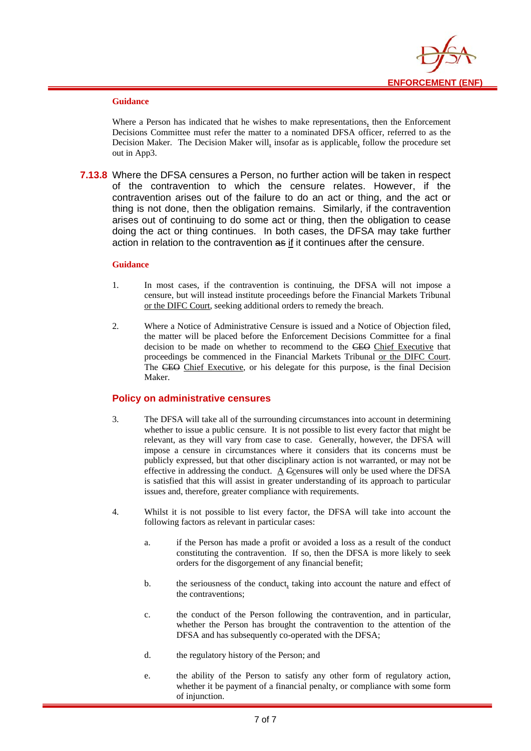**Guidance**

Where a Person has indicated that he wishes to make representations, then the Enforcement Decisions Committee must refer the matter to a nominated DFSA officer, referred to as the Decision Maker. The Decision Maker will, insofar as is applicable, follow the procedure set out in App3.

**7.13.8** Where the DFSA censures a Person, no further action will be taken in respect of the contravention to which the censure relates. However, if the contravention arises out of the failure to do an act or thing, and the act or thing is not done, then the obligation remains. Similarly, if the contravention arises out of continuing to do some act or thing, then the obligation to cease doing the act or thing continues. In both cases, the DFSA may take further action in relation to the contravention ~~as~~ if it continues after the censure.

**Guidance**

1. In most cases, if the contravention is continuing, the DFSA will not impose a censure, but will instead institute proceedings before the Financial Markets Tribunal or the DIFC Court, seeking additional orders to remedy the breach.

2. Where a Notice of Administrative Censure is issued and a Notice of Objection filed, the matter will be placed before the Enforcement Decisions Committee for a final decision to be made on whether to recommend to the ~~CEO~~ Chief Executive that proceedings be commenced in the Financial Markets Tribunal or the DIFC Court. The ~~CEO~~ Chief Executive, or his delegate for this purpose, is the final Decision Maker.

## Policy on administrative censures

3. The DFSA will take all of the surrounding circumstances into account in determining whether to issue a public censure. It is not possible to list every factor that might be relevant, as they will vary from case to case. Generally, however, the DFSA will impose a censure in circumstances where it considers that its concerns must be publicly expressed, but that other disciplinary action is not warranted, or may not be effective in addressing the conduct. A ~~C~~censure~~s~~ will only be used where the DFSA is satisfied that this will assist in greater understanding of its approach to particular issues and, therefore, greater compliance with requirements.

4. Whilst it is not possible to list every factor, the DFSA will take into account the following factors as relevant in particular cases:

   a. if the Person has made a profit or avoided a loss as a result of the conduct constituting the contravention. If so, then the DFSA is more likely to seek orders for the disgorgement of any financial benefit;

   b. the seriousness of the conduct, taking into account the nature and effect of the contraventions;

   c. the conduct of the Person following the contravention, and in particular, whether the Person has brought the contravention to the attention of the DFSA and has subsequently co-operated with the DFSA;

   d. the regulatory history of the Person; and

   e. the ability of the Person to satisfy any other form of regulatory action, whether it be payment of a financial penalty, or compliance with some form of injunction.